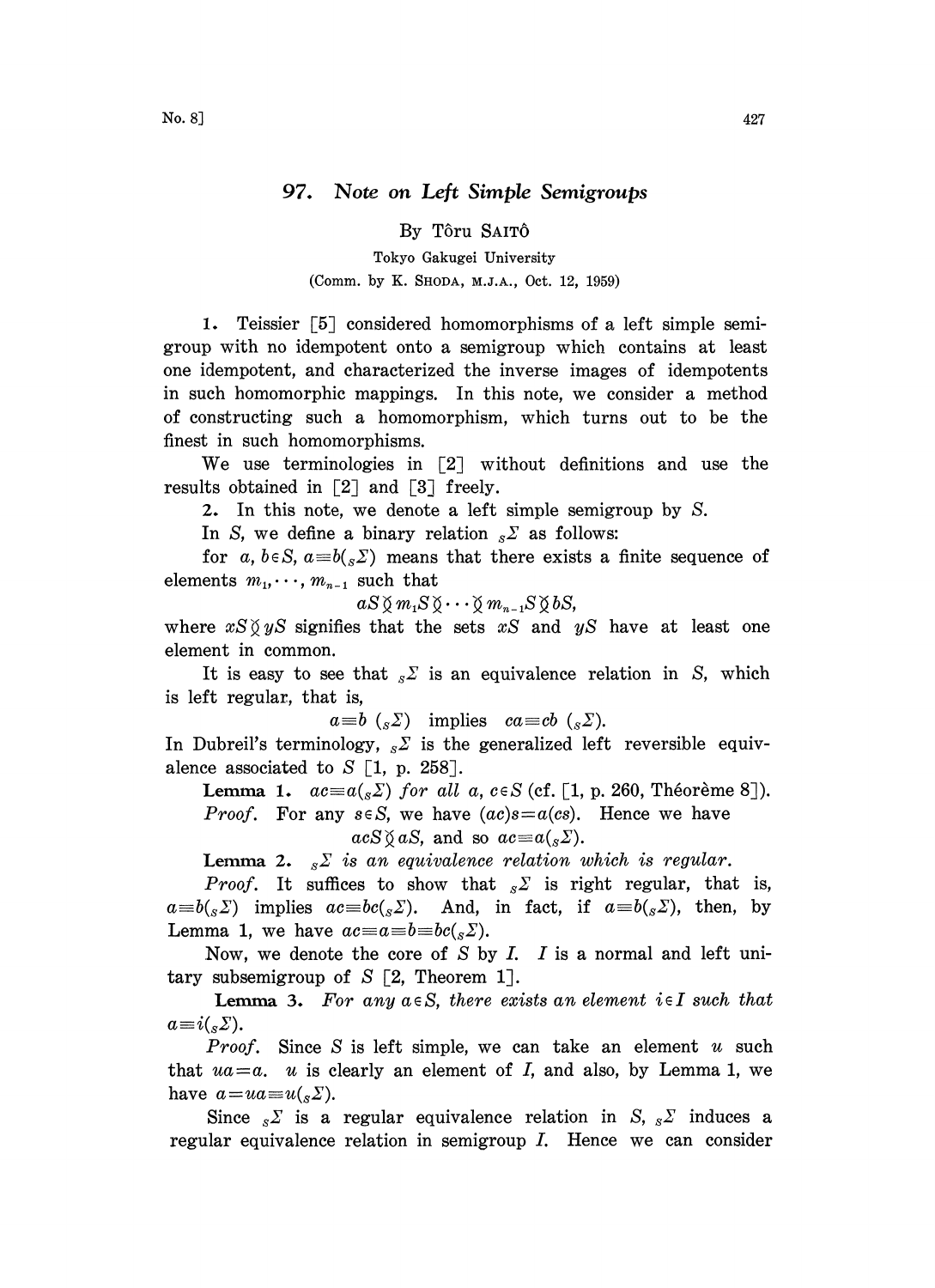# 97. *Note on Left Simple Semigroups*

By Tôru SAITÔ

Tokyo Gakugei University

(Comm. by K. SHODA, M.J.A., Oct. 12, 1959)

1. Teissier [5] considered homomorphisms of a left simple semigroup with no idempotent onto a semigroup which contains at least one idempotent, and characterized the inverse images of idempotents in such homomorphic mappings. In this note, we consider a method of constructing such a homomorphism, which turns out to be the finest in such homomorphisms.

We use terminologies in [2] without definitions and use the results obtained in [2] and [3] freely.

2. In this note, we denote a left simple semigroup by $S$.

In $S$, we define a binary relation ${}_S\Sigma$ as follows:

for $a, b \in S$, $a \equiv b({}_S\Sigma)$ means that there exists a finite sequence of elements $m_1, \cdots, m_{n-1}$ such that

$$aS \between m_1 S \between \cdots \between m_{n-1} S \between bS,$$

where $xS \between yS$ signifies that the sets $xS$ and $yS$ have at least one element in common.

It is easy to see that ${}_S\Sigma$ is an equivalence relation in $S$, which is left regular, that is,

$$a \equiv b \ ({}_S\Sigma) \quad \text{implies} \quad ca \equiv cb \ ({}_S\Sigma).$$

In Dubreil's terminology, ${}_S\Sigma$ is the generalized left reversible equivalence associated to $S$ [1, p. 258].

**Lemma 1.** *$ac \equiv a({}_S\Sigma)$ for all $a, c \in S$ (cf. [1, p. 260, Théorème 8]).*

*Proof.* For any $s \in S$, we have $(ac)s = a(cs)$. Hence we have

$$acS \between aS, \text{ and so } ac \equiv a({}_S\Sigma).$$

**Lemma 2.** *${}_S\Sigma$ is an equivalence relation which is regular.*

*Proof.* It suffices to show that ${}_S\Sigma$ is right regular, that is, $a \equiv b({}_S\Sigma)$ implies $ac \equiv bc({}_S\Sigma)$. And, in fact, if $a \equiv b({}_S\Sigma)$, then, by Lemma 1, we have $ac \equiv a \equiv b \equiv bc({}_S\Sigma)$.

Now, we denote the core of $S$ by $I$. $I$ is a normal and left unitary subsemigroup of $S$ [2, Theorem 1].

**Lemma 3.** *For any $a \in S$, there exists an element $i \in I$ such that $a \equiv i({}_S\Sigma)$.*

*Proof.* Since $S$ is left simple, we can take an element $u$ such that $ua = a$. $u$ is clearly an element of $I$, and also, by Lemma 1, we have $a = ua \equiv u({}_S\Sigma)$.

Since ${}_S\Sigma$ is a regular equivalence relation in $S$, ${}_S\Sigma$ induces a regular equivalence relation in semigroup $I$. Hence we can consider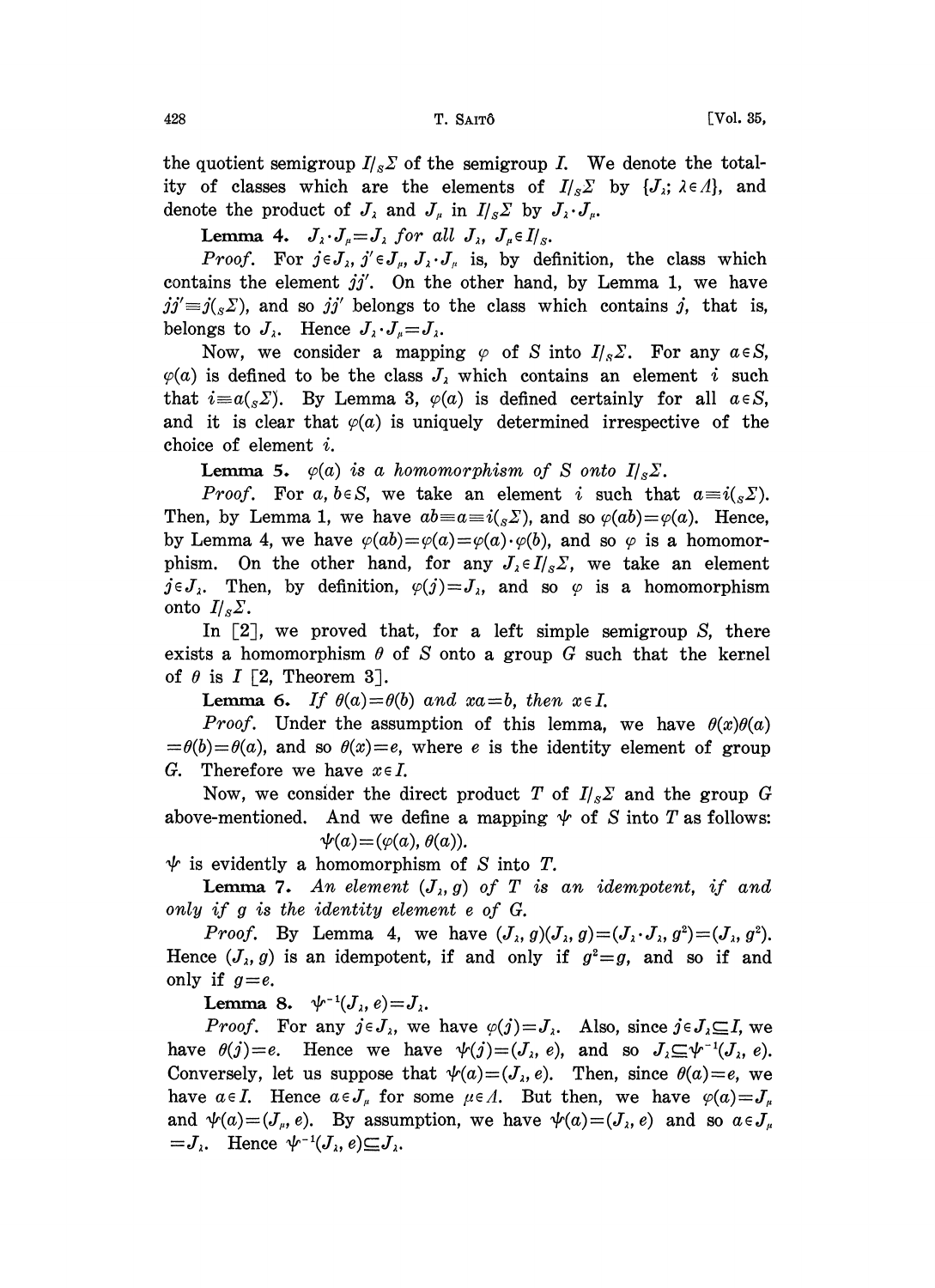the quotient semigroup $I/_S\Sigma$ of the semigroup $I$. We denote the totality of classes which are the elements of $I/_S\Sigma$ by $\{J_\lambda;\ \lambda\in\Lambda\}$, and denote the product of $J_\lambda$ and $J_\mu$ in $I/_S\Sigma$ by $J_\lambda\cdot J_\mu$.

**Lemma 4.** *$J_\lambda\cdot J_\mu=J_\lambda$ for all $J_\lambda,\ J_\mu\in I/_S$.*

*Proof.* For $j\in J_\lambda$, $j'\in J_\mu$, $J_\lambda\cdot J_\mu$ is, by definition, the class which contains the element $jj'$. On the other hand, by Lemma 1, we have $jj'\equiv j({}_S\Sigma)$, and so $jj'$ belongs to the class which contains $j$, that is, belongs to $J_\lambda$. Hence $J_\lambda\cdot J_\mu=J_\lambda$.

Now, we consider a mapping $\varphi$ of $S$ into $I/_S\Sigma$. For any $a\in S$, $\varphi(a)$ is defined to be the class $J_\lambda$ which contains an element $i$ such that $i\equiv a({}_S\Sigma)$. By Lemma 3, $\varphi(a)$ is defined certainly for all $a\in S$, and it is clear that $\varphi(a)$ is uniquely determined irrespective of the choice of element $i$.

**Lemma 5.** *$\varphi(a)$ is a homomorphism of $S$ onto $I/_S\Sigma$.*

*Proof.* For $a, b\in S$, we take an element $i$ such that $a\equiv i({}_S\Sigma)$. Then, by Lemma 1, we have $ab\equiv a\equiv i({}_S\Sigma)$, and so $\varphi(ab)=\varphi(a)$. Hence, by Lemma 4, we have $\varphi(ab)=\varphi(a)=\varphi(a)\cdot\varphi(b)$, and so $\varphi$ is a homomorphism. On the other hand, for any $J_\lambda\in I/_S\Sigma$, we take an element $j\in J_\lambda$. Then, by definition, $\varphi(j)=J_\lambda$, and so $\varphi$ is a homomorphism onto $I/_S\Sigma$.

In [2], we proved that, for a left simple semigroup $S$, there exists a homomorphism $\theta$ of $S$ onto a group $G$ such that the kernel of $\theta$ is $I$ [2, Theorem 3].

**Lemma 6.** *If $\theta(a)=\theta(b)$ and $xa=b$, then $x\in I$.*

*Proof.* Under the assumption of this lemma, we have $\theta(x)\theta(a)=\theta(b)=\theta(a)$, and so $\theta(x)=e$, where $e$ is the identity element of group $G$. Therefore we have $x\in I$.

Now, we consider the direct product $T$ of $I/_S\Sigma$ and the group $G$ above-mentioned. And we define a mapping $\psi$ of $S$ into $T$ as follows:

$$\psi(a)=(\varphi(a),\ \theta(a)).$$

$\psi$ is evidently a homomorphism of $S$ into $T$.

**Lemma 7.** *An element $(J_\lambda, g)$ of $T$ is an idempotent, if and only if $g$ is the identity element $e$ of $G$.*

*Proof.* By Lemma 4, we have $(J_\lambda, g)(J_\lambda, g)=(J_\lambda\cdot J_\lambda, g^2)=(J_\lambda, g^2)$. Hence $(J_\lambda, g)$ is an idempotent, if and only if $g^2=g$, and so if and only if $g=e$.

**Lemma 8.** *$\psi^{-1}(J_\lambda, e)=J_\lambda$.*

*Proof.* For any $j\in J_\lambda$, we have $\varphi(j)=J_\lambda$. Also, since $j\in J_\lambda\subseteq I$, we have $\theta(j)=e$. Hence we have $\psi(j)=(J_\lambda, e)$, and so $J_\lambda\subseteq\psi^{-1}(J_\lambda, e)$. Conversely, let us suppose that $\psi(a)=(J_\lambda, e)$. Then, since $\theta(a)=e$, we have $a\in I$. Hence $a\in J_\mu$ for some $\mu\in\Lambda$. But then, we have $\varphi(a)=J_\mu$ and $\psi(a)=(J_\mu, e)$. By assumption, we have $\psi(a)=(J_\lambda, e)$ and so $a\in J_\mu=J_\lambda$. Hence $\psi^{-1}(J_\lambda, e)\subseteq J_\lambda$.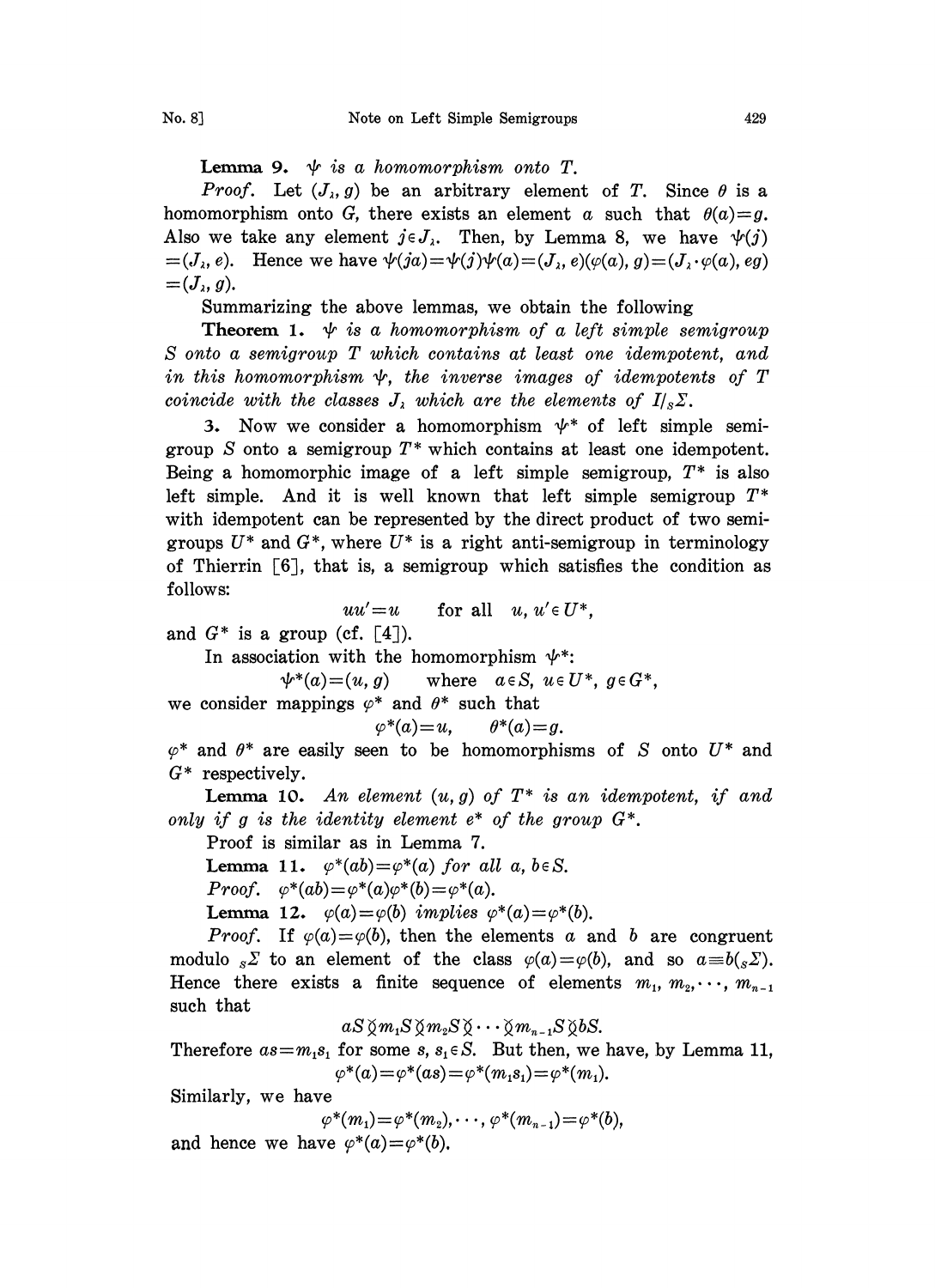**Lemma 9.** *$\psi$ is a homomorphism onto $T$.*

*Proof.* Let $(J_\lambda, g)$ be an arbitrary element of $T$. Since $\theta$ is a homomorphism onto $G$, there exists an element $a$ such that $\theta(a)=g$. Also we take any element $j \in J_\lambda$. Then, by Lemma 8, we have $\psi(j) =(J_\lambda, e)$. Hence we have $\psi(ja)=\psi(j)\psi(a)=(J_\lambda, e)(\varphi(a), g)=(J_\lambda \cdot \varphi(a), eg) =(J_\lambda, g)$.

Summarizing the above lemmas, we obtain the following

**Theorem 1.** *$\psi$ is a homomorphism of a left simple semigroup $S$ onto a semigroup $T$ which contains at least one idempotent, and in this homomorphism $\psi$, the inverse images of idempotents of $T$ coincide with the classes $J_\lambda$ which are the elements of $I/_S\Sigma$.*

**3.** Now we consider a homomorphism $\psi^*$ of left simple semigroup $S$ onto a semigroup $T^*$ which contains at least one idempotent. Being a homomorphic image of a left simple semigroup, $T^*$ is also left simple. And it is well known that left simple semigroup $T^*$ with idempotent can be represented by the direct product of two semigroups $U^*$ and $G^*$, where $U^*$ is a right anti-semigroup in terminology of Thierrin [6], that is, a semigroup which satisfies the condition as follows:

$$uu'=u \qquad \text{for all} \quad u, u' \in U^*,$$

and $G^*$ is a group (cf. [4]).

In association with the homomorphism $\psi^*$:

$$\psi^*(a)=(u, g) \qquad \text{where} \quad a \in S,\ u \in U^*,\ g \in G^*,$$

we consider mappings $\varphi^*$ and $\theta^*$ such that

$$\varphi^*(a)=u, \qquad \theta^*(a)=g.$$

$\varphi^*$ and $\theta^*$ are easily seen to be homomorphisms of $S$ onto $U^*$ and $G^*$ respectively.

**Lemma 10.** *An element $(u, g)$ of $T^*$ is an idempotent, if and only if $g$ is the identity element $e^*$ of the group $G^*$.*

Proof is similar as in Lemma 7.

**Lemma 11.** *$\varphi^*(ab)=\varphi^*(a)$ for all $a, b \in S$.*

*Proof.* $\varphi^*(ab)=\varphi^*(a)\varphi^*(b)=\varphi^*(a)$.

**Lemma 12.** *$\varphi(a)=\varphi(b)$ implies $\varphi^*(a)=\varphi^*(b)$.*

*Proof.* If $\varphi(a)=\varphi(b)$, then the elements $a$ and $b$ are congruent modulo $_S\Sigma$ to an element of the class $\varphi(a)=\varphi(b)$, and so $a \equiv b(_S\Sigma)$. Hence there exists a finite sequence of elements $m_1, m_2, \cdots, m_{n-1}$ such that

$$aS \between m_1S \between m_2S \between \cdots \between m_{n-1}S \between bS.$$

Therefore $as=m_1s_1$ for some $s, s_1 \in S$. But then, we have, by Lemma 11,

$$\varphi^*(a)=\varphi^*(as)=\varphi^*(m_1s_1)=\varphi^*(m_1).$$

Similarly, we have

$$\varphi^*(m_1)=\varphi^*(m_2), \cdots, \varphi^*(m_{n-1})=\varphi^*(b),$$

and hence we have $\varphi^*(a)=\varphi^*(b)$.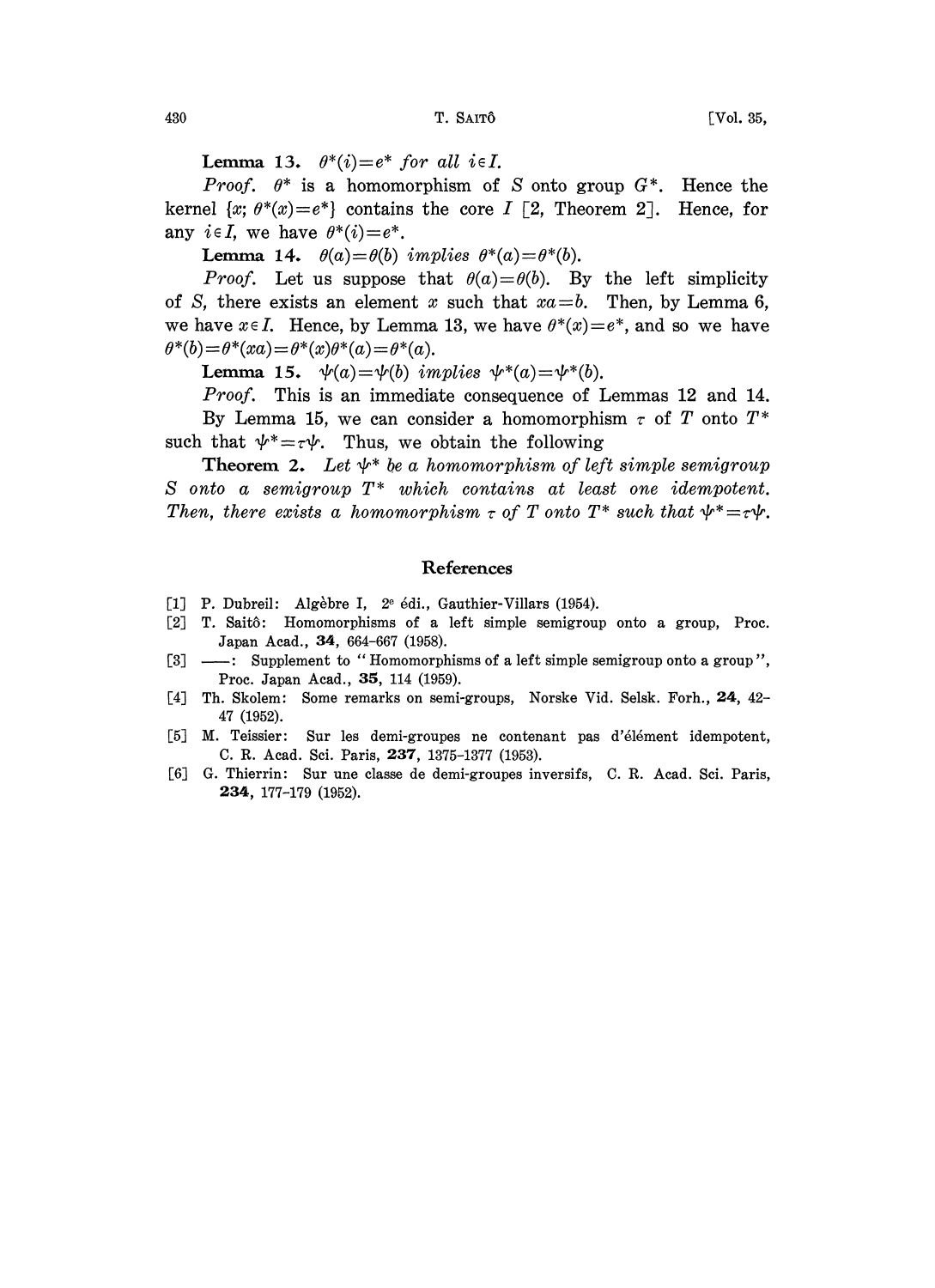**Lemma 13.** *$\theta^*(i)=e^*$ for all $i\in I$.*

*Proof.* $\theta^*$ is a homomorphism of $S$ onto group $G^*$. Hence the kernel $\{x;\ \theta^*(x)=e^*\}$ contains the core $I$ [2, Theorem 2]. Hence, for any $i\in I$, we have $\theta^*(i)=e^*$.

**Lemma 14.** *$\theta(a)=\theta(b)$ implies $\theta^*(a)=\theta^*(b)$.*

*Proof.* Let us suppose that $\theta(a)=\theta(b)$. By the left simplicity of $S$, there exists an element $x$ such that $xa=b$. Then, by Lemma 6, we have $x\in I$. Hence, by Lemma 13, we have $\theta^*(x)=e^*$, and so we have $\theta^*(b)=\theta^*(xa)=\theta^*(x)\theta^*(a)=\theta^*(a)$.

**Lemma 15.** *$\psi(a)=\psi(b)$ implies $\psi^*(a)=\psi^*(b)$.*

*Proof.* This is an immediate consequence of Lemmas 12 and 14.

By Lemma 15, we can consider a homomorphism $\tau$ of $T$ onto $T^*$ such that $\psi^*=\tau\psi$. Thus, we obtain the following

**Theorem 2.** *Let $\psi^*$ be a homomorphism of left simple semigroup $S$ onto a semigroup $T^*$ which contains at least one idempotent. Then, there exists a homomorphism $\tau$ of $T$ onto $T^*$ such that $\psi^*=\tau\psi$.*

## References

[1] P. Dubreil: Algèbre I, 2e édi., Gauthier-Villars (1954).

[2] T. Saitô: Homomorphisms of a left simple semigroup onto a group, Proc. Japan Acad., **34**, 664-667 (1958).

[3] ——: Supplement to "Homomorphisms of a left simple semigroup onto a group", Proc. Japan Acad., **35**, 114 (1959).

[4] Th. Skolem: Some remarks on semi-groups, Norske Vid. Selsk. Forh., **24**, 42-47 (1952).

[5] M. Teissier: Sur les demi-groupes ne contenant pas d'élément idempotent, C. R. Acad. Sci. Paris, **237**, 1375-1377 (1953).

[6] G. Thierrin: Sur une classe de demi-groupes inversifs, C. R. Acad. Sci. Paris, **234**, 177-179 (1952).